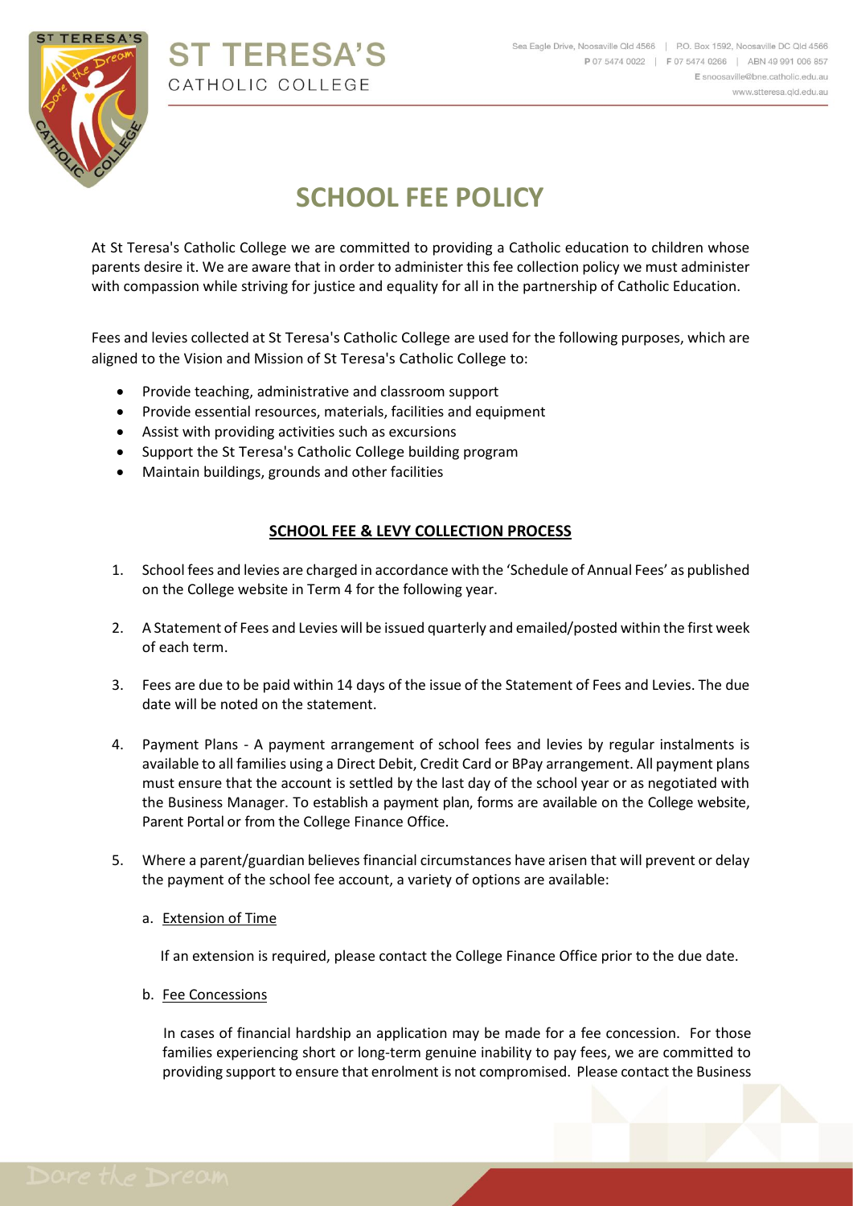# SCHOOL FEE POLICY

At St Teresa's Catholic College we are committed to providing a Catholic education to children whose parents desire it. We are aware that in order to administer this fee collection policy we must administer with compassion while striving for justice and equality for all in the partnership of Catholic Education.

Fees and levies collected at St Teresa's Catholic College are used for the following purposes, which are aligned to the Vision and Mission of St Teresa's Catholic College to:

- Provide teaching, administrative and classroom support
- Provide essential resources, materials, facilities and equipment
- Assist with providing activities such as excursions
- Support the St Teresa's Catholic College building program
- Maintain buildings, grounds and other facilities

## SCHOOL FEE & LEVY COLLECTION PROCESS

1. School fees and levies are charged in accordance with the 'Schedule of Annual Fees' as published on the College website in Term 4 for the following year.

2. A Statement of Fees and Levies will be issued quarterly and emailed/posted within the first week of each term.

3. Fees are due to be paid within 14 days of the issue of the Statement of Fees and Levies. The due date will be noted on the statement.

4. Payment Plans - A payment arrangement of school fees and levies by regular instalments is available to all families using a Direct Debit, Credit Card or BPay arrangement. All payment plans must ensure that the account is settled by the last day of the school year or as negotiated with the Business Manager. To establish a payment plan, forms are available on the College website, Parent Portal or from the College Finance Office.

5. Where a parent/guardian believes financial circumstances have arisen that will prevent or delay the payment of the school fee account, a variety of options are available:

   a. Extension of Time

   If an extension is required, please contact the College Finance Office prior to the due date.

   b. Fee Concessions

   In cases of financial hardship an application may be made for a fee concession. For those families experiencing short or long-term genuine inability to pay fees, we are committed to providing support to ensure that enrolment is not compromised. Please contact the Business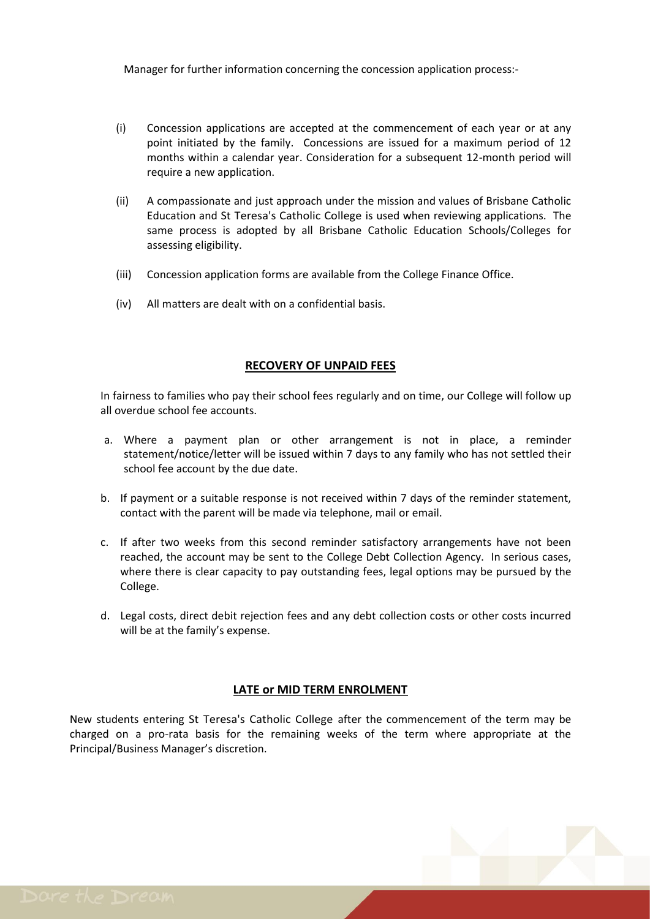Manager for further information concerning the concession application process:-

(i) Concession applications are accepted at the commencement of each year or at any point initiated by the family. Concessions are issued for a maximum period of 12 months within a calendar year. Consideration for a subsequent 12-month period will require a new application.

(ii) A compassionate and just approach under the mission and values of Brisbane Catholic Education and St Teresa's Catholic College is used when reviewing applications. The same process is adopted by all Brisbane Catholic Education Schools/Colleges for assessing eligibility.

(iii) Concession application forms are available from the College Finance Office.

(iv) All matters are dealt with on a confidential basis.

## RECOVERY OF UNPAID FEES

In fairness to families who pay their school fees regularly and on time, our College will follow up all overdue school fee accounts.

a. Where a payment plan or other arrangement is not in place, a reminder statement/notice/letter will be issued within 7 days to any family who has not settled their school fee account by the due date.

b. If payment or a suitable response is not received within 7 days of the reminder statement, contact with the parent will be made via telephone, mail or email.

c. If after two weeks from this second reminder satisfactory arrangements have not been reached, the account may be sent to the College Debt Collection Agency. In serious cases, where there is clear capacity to pay outstanding fees, legal options may be pursued by the College.

d. Legal costs, direct debit rejection fees and any debt collection costs or other costs incurred will be at the family's expense.

## LATE or MID TERM ENROLMENT

New students entering St Teresa's Catholic College after the commencement of the term may be charged on a pro-rata basis for the remaining weeks of the term where appropriate at the Principal/Business Manager's discretion.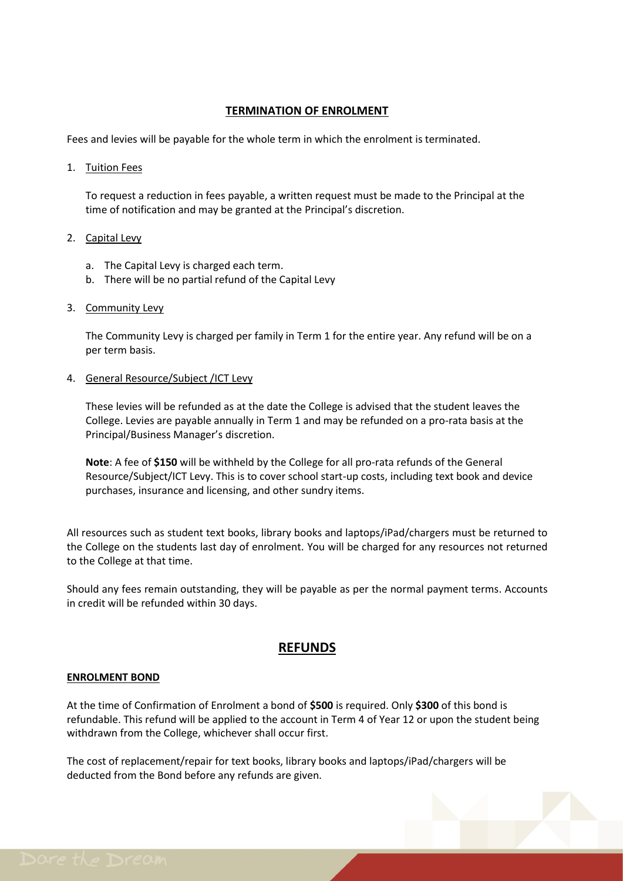## TERMINATION OF ENROLMENT

Fees and levies will be payable for the whole term in which the enrolment is terminated.

1. Tuition Fees

   To request a reduction in fees payable, a written request must be made to the Principal at the time of notification and may be granted at the Principal's discretion.

2. Capital Levy

   a. The Capital Levy is charged each term.
   b. There will be no partial refund of the Capital Levy

3. Community Levy

   The Community Levy is charged per family in Term 1 for the entire year. Any refund will be on a per term basis.

4. General Resource/Subject /ICT Levy

   These levies will be refunded as at the date the College is advised that the student leaves the College. Levies are payable annually in Term 1 and may be refunded on a pro-rata basis at the Principal/Business Manager's discretion.

   **Note**: A fee of **$150** will be withheld by the College for all pro-rata refunds of the General Resource/Subject/ICT Levy. This is to cover school start-up costs, including text book and device purchases, insurance and licensing, and other sundry items.

All resources such as student text books, library books and laptops/iPad/chargers must be returned to the College on the students last day of enrolment. You will be charged for any resources not returned to the College at that time.

Should any fees remain outstanding, they will be payable as per the normal payment terms. Accounts in credit will be refunded within 30 days.

# REFUNDS

### ENROLMENT BOND

At the time of Confirmation of Enrolment a bond of **$500** is required. Only **$300** of this bond is refundable. This refund will be applied to the account in Term 4 of Year 12 or upon the student being withdrawn from the College, whichever shall occur first.

The cost of replacement/repair for text books, library books and laptops/iPad/chargers will be deducted from the Bond before any refunds are given.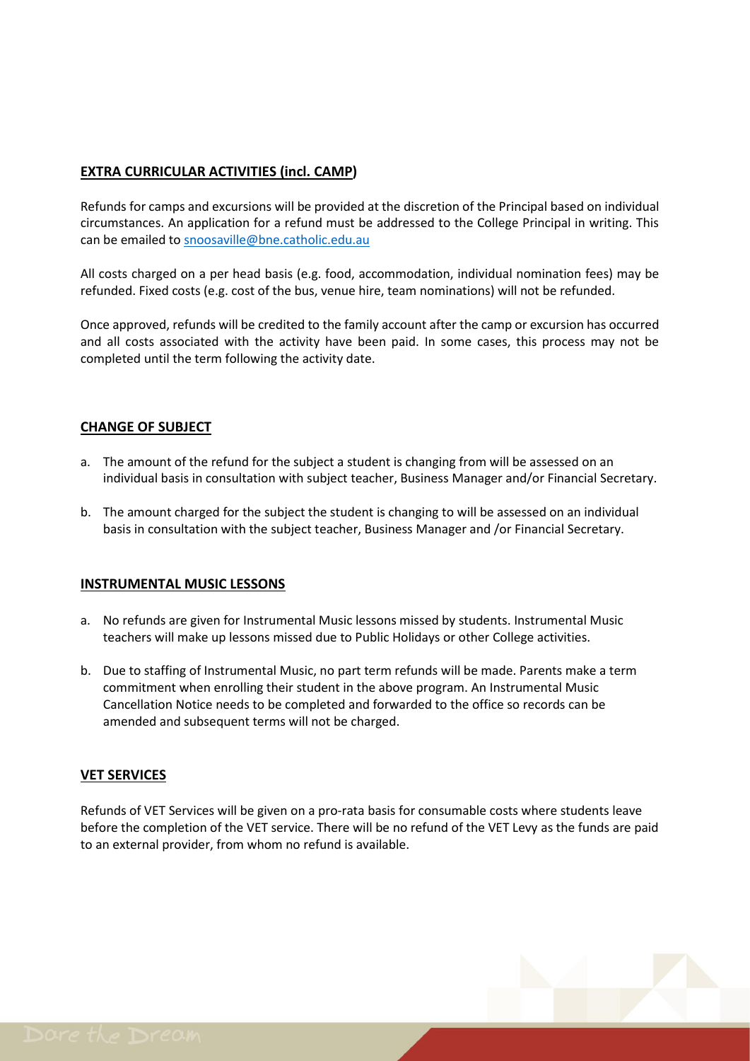## EXTRA CURRICULAR ACTIVITIES (incl. CAMP)

Refunds for camps and excursions will be provided at the discretion of the Principal based on individual circumstances. An application for a refund must be addressed to the College Principal in writing. This can be emailed to snoosaville@bne.catholic.edu.au

All costs charged on a per head basis (e.g. food, accommodation, individual nomination fees) may be refunded. Fixed costs (e.g. cost of the bus, venue hire, team nominations) will not be refunded.

Once approved, refunds will be credited to the family account after the camp or excursion has occurred and all costs associated with the activity have been paid. In some cases, this process may not be completed until the term following the activity date.

## CHANGE OF SUBJECT

a. The amount of the refund for the subject a student is changing from will be assessed on an individual basis in consultation with subject teacher, Business Manager and/or Financial Secretary.

b. The amount charged for the subject the student is changing to will be assessed on an individual basis in consultation with the subject teacher, Business Manager and /or Financial Secretary.

## INSTRUMENTAL MUSIC LESSONS

a. No refunds are given for Instrumental Music lessons missed by students. Instrumental Music teachers will make up lessons missed due to Public Holidays or other College activities.

b. Due to staffing of Instrumental Music, no part term refunds will be made. Parents make a term commitment when enrolling their student in the above program. An Instrumental Music Cancellation Notice needs to be completed and forwarded to the office so records can be amended and subsequent terms will not be charged.

## VET SERVICES

Refunds of VET Services will be given on a pro-rata basis for consumable costs where students leave before the completion of the VET service. There will be no refund of the VET Levy as the funds are paid to an external provider, from whom no refund is available.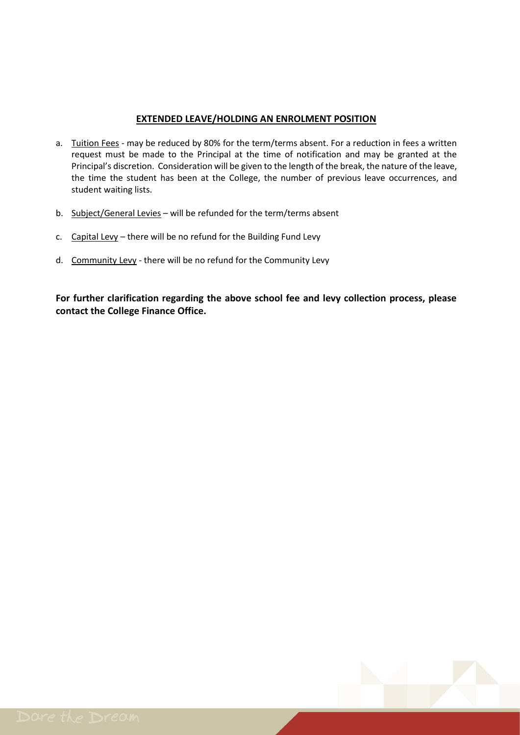## EXTENDED LEAVE/HOLDING AN ENROLMENT POSITION

a. Tuition Fees - may be reduced by 80% for the term/terms absent. For a reduction in fees a written request must be made to the Principal at the time of notification and may be granted at the Principal's discretion. Consideration will be given to the length of the break, the nature of the leave, the time the student has been at the College, the number of previous leave occurrences, and student waiting lists.

b. Subject/General Levies – will be refunded for the term/terms absent

c. Capital Levy – there will be no refund for the Building Fund Levy

d. Community Levy - there will be no refund for the Community Levy

**For further clarification regarding the above school fee and levy collection process, please contact the College Finance Office.**